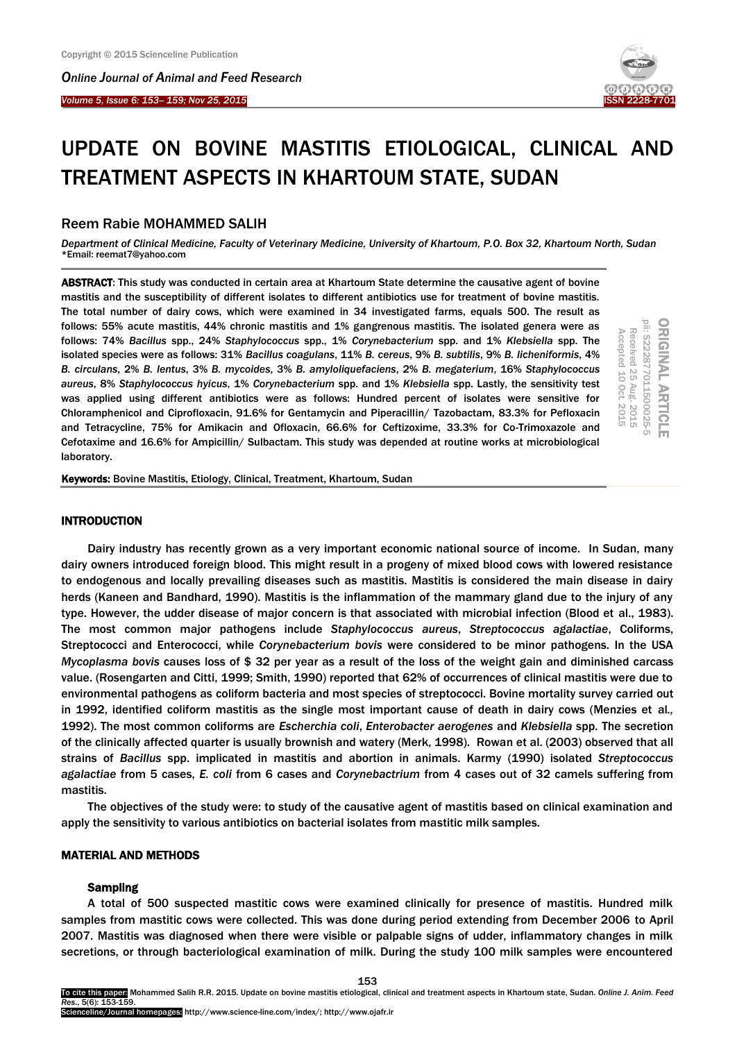# UPDATE ON BOVINE MASTITIS ETIOLOGICAL, CLINICAL AND TREATMENT ASPECTS IN KHARTOUM STATE, SUDAN

## Reem Rabie MOHAMMED SALIH

*Department of Clinical Medicine, Faculty of Veterinary Medicine, University of Khartoum, P.O. Box 32, Khartoum North, Sudan*
*Email: reemat7@yahoo.com

ORIGINAL ARTICLE
pii: S222877011500025-5
Received 25 Aug. 2015
Accepted 10 Oct. 2015

**ABSTRACT**: This study was conducted in certain area at Khartoum State determine the causative agent of bovine mastitis and the susceptibility of different isolates to different antibiotics use for treatment of bovine mastitis. The total number of dairy cows, which were examined in 34 investigated farms, equals 500. The result as follows: 55% acute mastitis, 44% chronic mastitis and 1% gangrenous mastitis. The isolated genera were as follows: 74% *Bacillus* spp., 24% *Staphylococcus* spp., 1% *Corynebacterium* spp. and 1% *Klebsiella* spp. The isolated species were as follows: 31% *Bacillus coagulans*, 11% *B. cereus*, 9% *B. subtilis*, 9% *B. licheniformis*, 4% *B. circulans*, 2% *B. lentus*, 3% *B. mycoides*, 3% *B. amyloliquefaciens*, 2% *B. megaterium*, 16% *Staphylococcus aureus*, 8% *Staphylococcus hyicus*, 1% *Corynebacterium* spp. and 1% *Klebsiella* spp. Lastly, the sensitivity test was applied using different antibiotics were as follows: Hundred percent of isolates were sensitive for Chloramphenicol and Ciprofloxacin, 91.6% for Gentamycin and Piperacillin/ Tazobactam, 83.3% for Pefloxacin and Tetracycline, 75% for Amikacin and Ofloxacin, 66.6% for Ceftizoxime, 33.3% for Co-Trimoxazole and Cefotaxime and 16.6% for Ampicillin/ Sulbactam. This study was depended at routine works at microbiological laboratory.

**Keywords:** Bovine Mastitis, Etiology, Clinical, Treatment, Khartoum, Sudan

## INTRODUCTION

Dairy industry has recently grown as a very important economic national source of income. In Sudan, many dairy owners introduced foreign blood. This might result in a progeny of mixed blood cows with lowered resistance to endogenous and locally prevailing diseases such as mastitis. Mastitis is considered the main disease in dairy herds (Kaneen and Bandhard, 1990). Mastitis is the inflammation of the mammary gland due to the injury of any type. However, the udder disease of major concern is that associated with microbial infection (Blood et al., 1983). The most common major pathogens include *Staphylococcus aureus*, *Streptococcus agalactiae*, Coliforms, Streptococci and Enterococci, while *Corynebacterium bovis* were considered to be minor pathogens. In the USA *Mycoplasma bovis* causes loss of $ 32 per year as a result of the loss of the weight gain and diminished carcass value. (Rosengarten and Citti, 1999; Smith, 1990) reported that 62% of occurrences of clinical mastitis were due to environmental pathogens as coliform bacteria and most species of streptococci. Bovine mortality survey carried out in 1992, identified coliform mastitis as the single most important cause of death in dairy cows (Menzies et al*.,* 1992). The most common coliforms are *Escherchia coli*, *Enterobacter aerogenes* and *Klebsiella* spp. The secretion of the clinically affected quarter is usually brownish and watery (Merk, 1998). Rowan et al. (2003) observed that all strains of *Bacillus* spp. implicated in mastitis and abortion in animals. Karmy (1990) isolated *Streptococcus agalactiae* from 5 cases, *E. coli* from 6 cases and *Corynebactrium* from 4 cases out of 32 camels suffering from mastitis.

The objectives of the study were: to study of the causative agent of mastitis based on clinical examination and apply the sensitivity to various antibiotics on bacterial isolates from mastitic milk samples.

## MATERIAL AND METHODS

### Sampling

A total of 500 suspected mastitic cows were examined clinically for presence of mastitis. Hundred milk samples from mastitic cows were collected. This was done during period extending from December 2006 to April 2007. Mastitis was diagnosed when there were visible or palpable signs of udder, inflammatory changes in milk secretions, or through bacteriological examination of milk. During the study 100 milk samples were encountered

To cite this paper: Mohammed Salih R.R. 2015. Update on bovine mastitis etiological, clinical and treatment aspects in Khartoum state, Sudan. *Online J. Anim. Feed Res.*, 5(6): 153-159.
Scienceline/Journal homepages: http://www.science-line.com/index/; http://www.ojafr.ir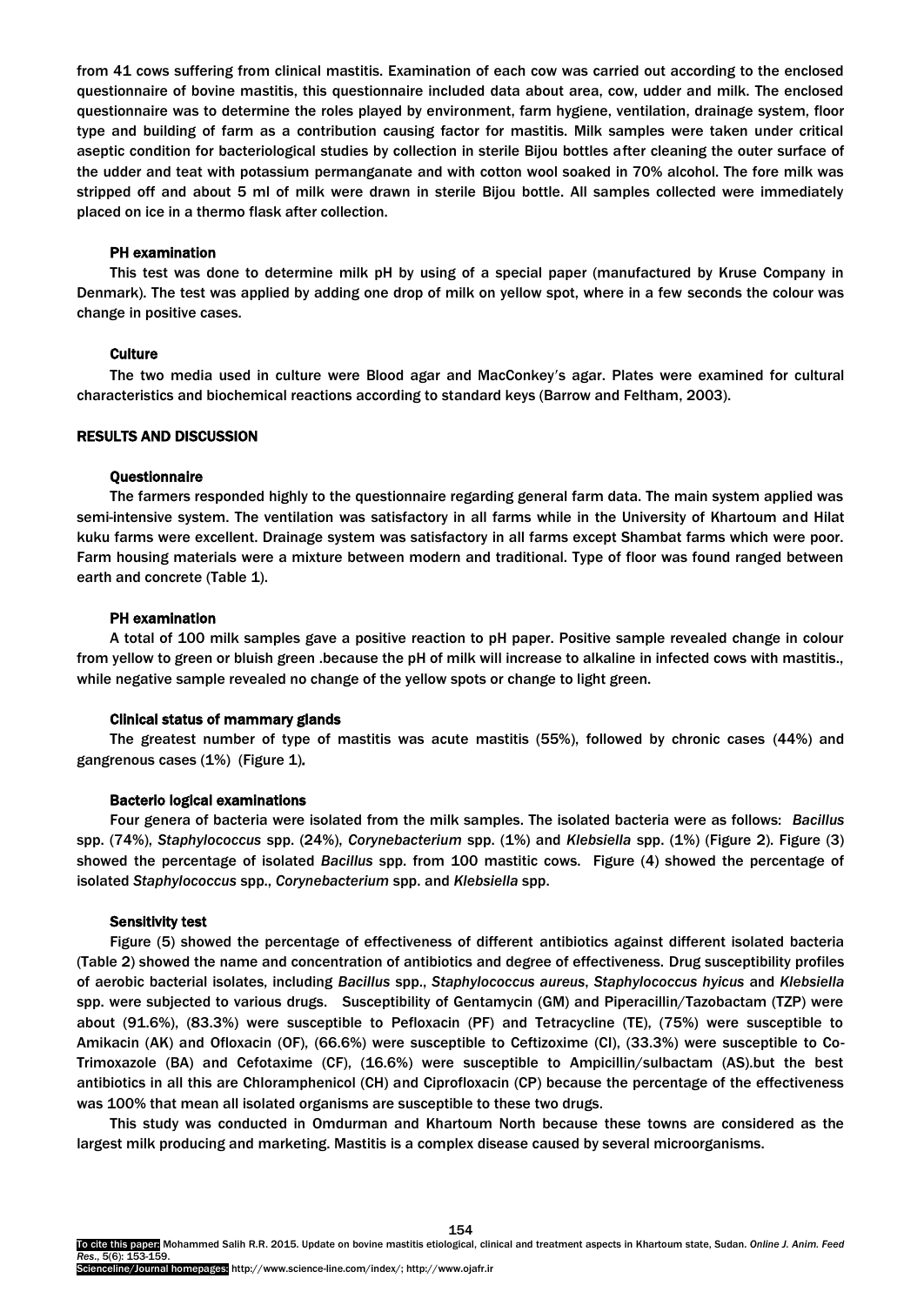from 41 cows suffering from clinical mastitis. Examination of each cow was carried out according to the enclosed questionnaire of bovine mastitis, this questionnaire included data about area, cow, udder and milk. The enclosed questionnaire was to determine the roles played by environment, farm hygiene, ventilation, drainage system, floor type and building of farm as a contribution causing factor for mastitis. Milk samples were taken under critical aseptic condition for bacteriological studies by collection in sterile Bijou bottles after cleaning the outer surface of the udder and teat with potassium permanganate and with cotton wool soaked in 70% alcohol. The fore milk was stripped off and about 5 ml of milk were drawn in sterile Bijou bottle. All samples collected were immediately placed on ice in a thermo flask after collection.

### PH examination

This test was done to determine milk pH by using of a special paper (manufactured by Kruse Company in Denmark). The test was applied by adding one drop of milk on yellow spot, where in a few seconds the colour was change in positive cases.

### Culture

The two media used in culture were Blood agar and MacConkey's agar. Plates were examined for cultural characteristics and biochemical reactions according to standard keys (Barrow and Feltham, 2003).

## RESULTS AND DISCUSSION

### Questionnaire

The farmers responded highly to the questionnaire regarding general farm data. The main system applied was semi-intensive system. The ventilation was satisfactory in all farms while in the University of Khartoum and Hilat kuku farms were excellent. Drainage system was satisfactory in all farms except Shambat farms which were poor. Farm housing materials were a mixture between modern and traditional. Type of floor was found ranged between earth and concrete (Table 1).

### PH examination

A total of 100 milk samples gave a positive reaction to pH paper. Positive sample revealed change in colour from yellow to green or bluish green .because the pH of milk will increase to alkaline in infected cows with mastitis., while negative sample revealed no change of the yellow spots or change to light green.

### Clinical status of mammary glands

The greatest number of type of mastitis was acute mastitis (55%), followed by chronic cases (44%) and gangrenous cases (1%) (Figure 1).

### Bacterio logical examinations

Four genera of bacteria were isolated from the milk samples. The isolated bacteria were as follows: *Bacillus* spp. (74%), *Staphylococcus* spp. (24%), *Corynebacterium* spp. (1%) and *Klebsiella* spp. (1%) (Figure 2). Figure (3) showed the percentage of isolated *Bacillus* spp. from 100 mastitic cows. Figure (4) showed the percentage of isolated *Staphylococcus* spp., *Corynebacterium* spp. and *Klebsiella* spp.

### Sensitivity test

Figure (5) showed the percentage of effectiveness of different antibiotics against different isolated bacteria (Table 2) showed the name and concentration of antibiotics and degree of effectiveness. Drug susceptibility profiles of aerobic bacterial isolates, including *Bacillus* spp., *Staphylococcus aureus*, *Staphylococcus hyicus* and *Klebsiella* spp. were subjected to various drugs. Susceptibility of Gentamycin (GM) and Piperacillin/Tazobactam (TZP) were about (91.6%), (83.3%) were susceptible to Pefloxacin (PF) and Tetracycline (TE), (75%) were susceptible to Amikacin (AK) and Ofloxacin (OF), (66.6%) were susceptible to Ceftizoxime (CI), (33.3%) were susceptible to Co-Trimoxazole (BA) and Cefotaxime (CF), (16.6%) were susceptible to Ampicillin/sulbactam (AS).but the best antibiotics in all this are Chloramphenicol (CH) and Ciprofloxacin (CP) because the percentage of the effectiveness was 100% that mean all isolated organisms are susceptible to these two drugs.

This study was conducted in Omdurman and Khartoum North because these towns are considered as the largest milk producing and marketing. Mastitis is a complex disease caused by several microorganisms.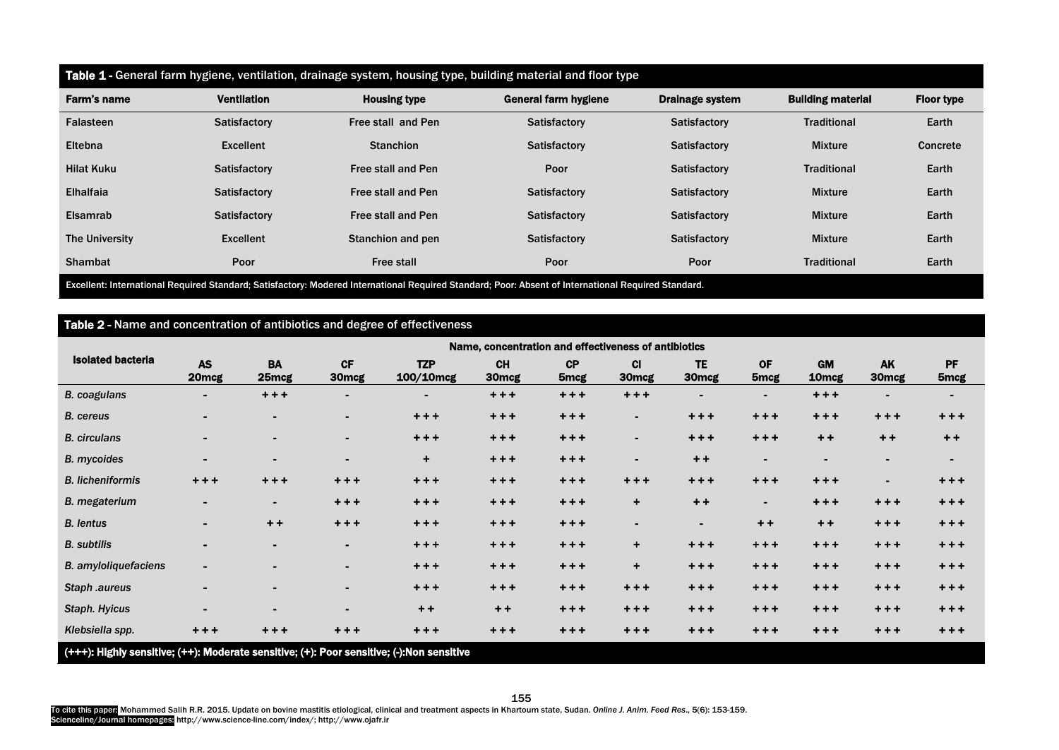**Table 1 -** General farm hygiene, ventilation, drainage system, housing type, building material and floor type

| Farm's name | Ventilation | Housing type | General farm hygiene | Drainage system | Building material | Floor type |
|---|---|---|---|---|---|---|
| Falasteen | Satisfactory | Free stall and Pen | Satisfactory | Satisfactory | Traditional | Earth |
| Eltebna | Excellent | Stanchion | Satisfactory | Satisfactory | Mixture | Concrete |
| Hilat Kuku | Satisfactory | Free stall and Pen | Poor | Satisfactory | Traditional | Earth |
| Elhalfaia | Satisfactory | Free stall and Pen | Satisfactory | Satisfactory | Mixture | Earth |
| Elsamrab | Satisfactory | Free stall and Pen | Satisfactory | Satisfactory | Mixture | Earth |
| The University | Excellent | Stanchion and pen | Satisfactory | Satisfactory | Mixture | Earth |
| Shambat | Poor | Free stall | Poor | Poor | Traditional | Earth |

Excellent: International Required Standard; Satisfactory: Modered International Required Standard; Poor: Absent of International Required Standard.

**Table 2 -** Name and concentration of antibiotics and degree of effectiveness

| Isolated bacteria | Name, concentration and effectiveness of antibiotics | | | | | | | | | | | |
|---|---|---|---|---|---|---|---|---|---|---|---|---|
| | AS 20mcg | BA 25mcg | CF 30mcg | TZP 100/10mcg | CH 30mcg | CP 5mcg | CI 30mcg | TE 30mcg | OF 5mcg | GM 10mcg | AK 30mcg | PF 5mcg |
| *B. coagulans* | - | +++ | - | - | +++ | +++ | +++ | - | - | +++ | - | - |
| *B. cereus* | - | - | - | +++ | +++ | +++ | - | +++ | +++ | +++ | +++ | +++ |
| *B. circulans* | - | - | - | +++ | +++ | +++ | - | +++ | +++ | ++ | ++ | ++ |
| *B. mycoides* | - | - | - | + | +++ | +++ | - | ++ | - | - | - | - |
| *B. licheniformis* | +++ | +++ | +++ | +++ | +++ | +++ | +++ | +++ | +++ | +++ | - | +++ |
| *B. megaterium* | - | - | +++ | +++ | +++ | +++ | + | ++ | - | +++ | +++ | +++ |
| *B. lentus* | - | ++ | +++ | +++ | +++ | +++ | - | - | ++ | ++ | +++ | +++ |
| *B. subtilis* | - | - | - | +++ | +++ | +++ | + | +++ | +++ | +++ | +++ | +++ |
| *B. amyloliquefaciens* | - | - | - | +++ | +++ | +++ | + | +++ | +++ | +++ | +++ | +++ |
| *Staph .aureus* | - | - | - | +++ | +++ | +++ | +++ | +++ | +++ | +++ | +++ | +++ |
| *Staph. Hyicus* | - | - | - | ++ | ++ | +++ | +++ | +++ | +++ | +++ | +++ | +++ |
| *Klebsiella spp.* | +++ | +++ | +++ | +++ | +++ | +++ | +++ | +++ | +++ | +++ | +++ | +++ |

(+++): Highly sensitive; (++): Moderate sensitive; (+): Poor sensitive; (-):Non sensitive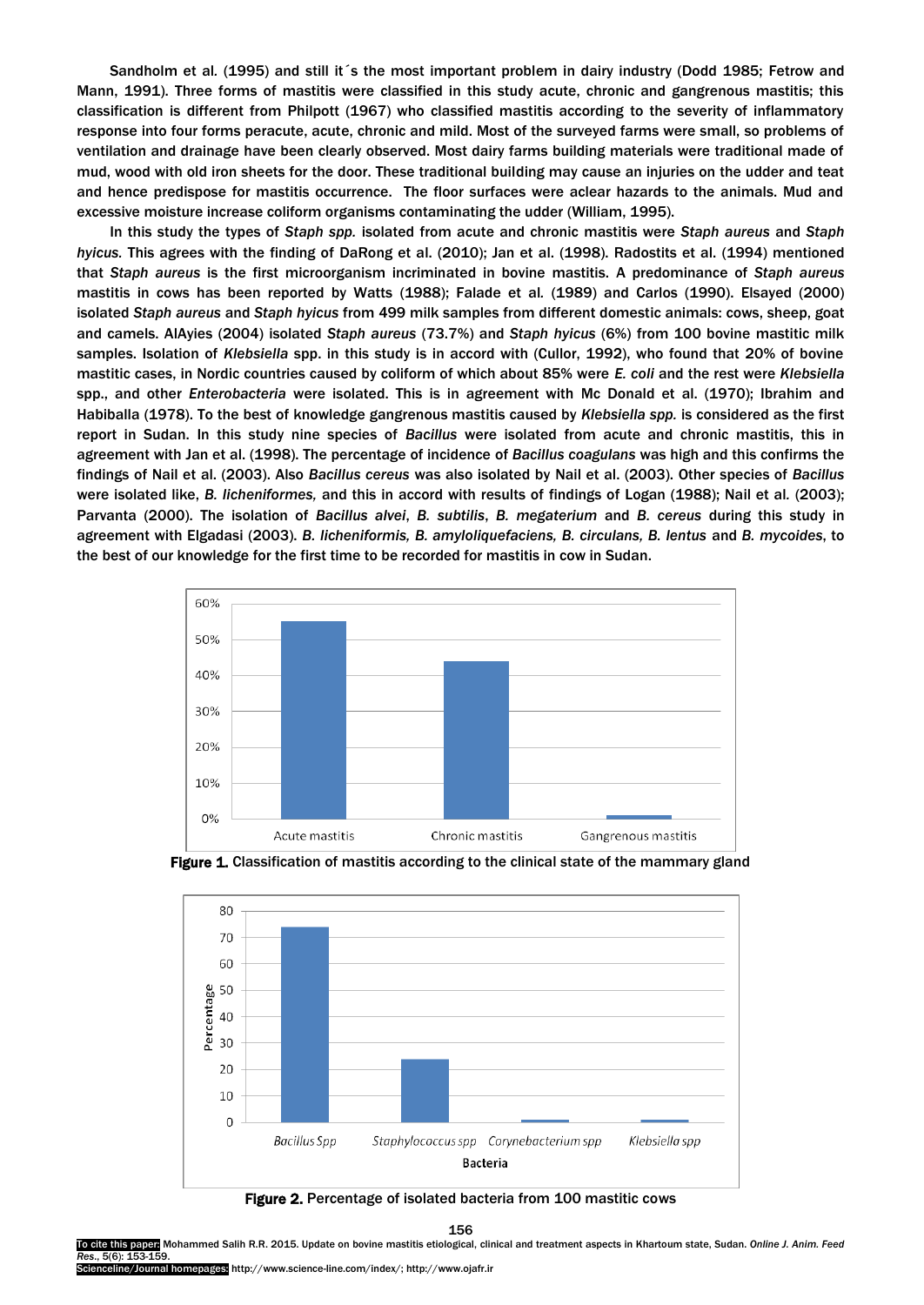Sandholm et al. (1995) and still it´s the most important problem in dairy industry (Dodd 1985; Fetrow and Mann, 1991). Three forms of mastitis were classified in this study acute, chronic and gangrenous mastitis; this classification is different from Philpott (1967) who classified mastitis according to the severity of inflammatory response into four forms peracute, acute, chronic and mild. Most of the surveyed farms were small, so problems of ventilation and drainage have been clearly observed. Most dairy farms building materials were traditional made of mud, wood with old iron sheets for the door. These traditional building may cause an injuries on the udder and teat and hence predispose for mastitis occurrence. The floor surfaces were aclear hazards to the animals. Mud and excessive moisture increase coliform organisms contaminating the udder (William, 1995).

In this study the types of *Staph spp.* isolated from acute and chronic mastitis were *Staph aureus* and *Staph hyicus.* This agrees with the finding of DaRong et al. (2010); Jan et al. (1998). Radostits et al. (1994) mentioned that *Staph aureus* is the first microorganism incriminated in bovine mastitis. A predominance of *Staph aureus* mastitis in cows has been reported by Watts (1988); Falade et al. (1989) and Carlos (1990). Elsayed (2000) isolated *Staph aureus* and *Staph hyicus* from 499 milk samples from different domestic animals: cows, sheep, goat and camels. AlAyies (2004) isolated *Staph aureus* (73.7%) and *Staph hyicus* (6%) from 100 bovine mastitic milk samples. Isolation of *Klebsiella* spp. in this study is in accord with (Cullor, 1992), who found that 20% of bovine mastitic cases, in Nordic countries caused by coliform of which about 85% were *E. coli* and the rest were *Klebsiella* spp., and other *Enterobacteria* were isolated. This is in agreement with Mc Donald et al. (1970); Ibrahim and Habiballa (1978). To the best of knowledge gangrenous mastitis caused by *Klebsiella spp.* is considered as the first report in Sudan. In this study nine species of *Bacillus* were isolated from acute and chronic mastitis, this in agreement with Jan et al. (1998). The percentage of incidence of *Bacillus coagulans* was high and this confirms the findings of Nail et al. (2003). Also *Bacillus cereus* was also isolated by Nail et al. (2003). Other species of *Bacillus* were isolated like, *B. licheniformes,* and this in accord with results of findings of Logan (1988); Nail et al. (2003); Parvanta (2000). The isolation of *Bacillus alvei*, *B. subtilis*, *B. megaterium* and *B. cereus* during this study in agreement with Elgadasi (2003). *B. licheniformis, B. amyloliquefaciens, B. circulans, B. lentus* and *B. mycoides*, to the best of our knowledge for the first time to be recorded for mastitis in cow in Sudan.

**Figure 1.** Classification of mastitis according to the clinical state of the mammary gland

**Figure 2.** Percentage of isolated bacteria from 100 mastitic cows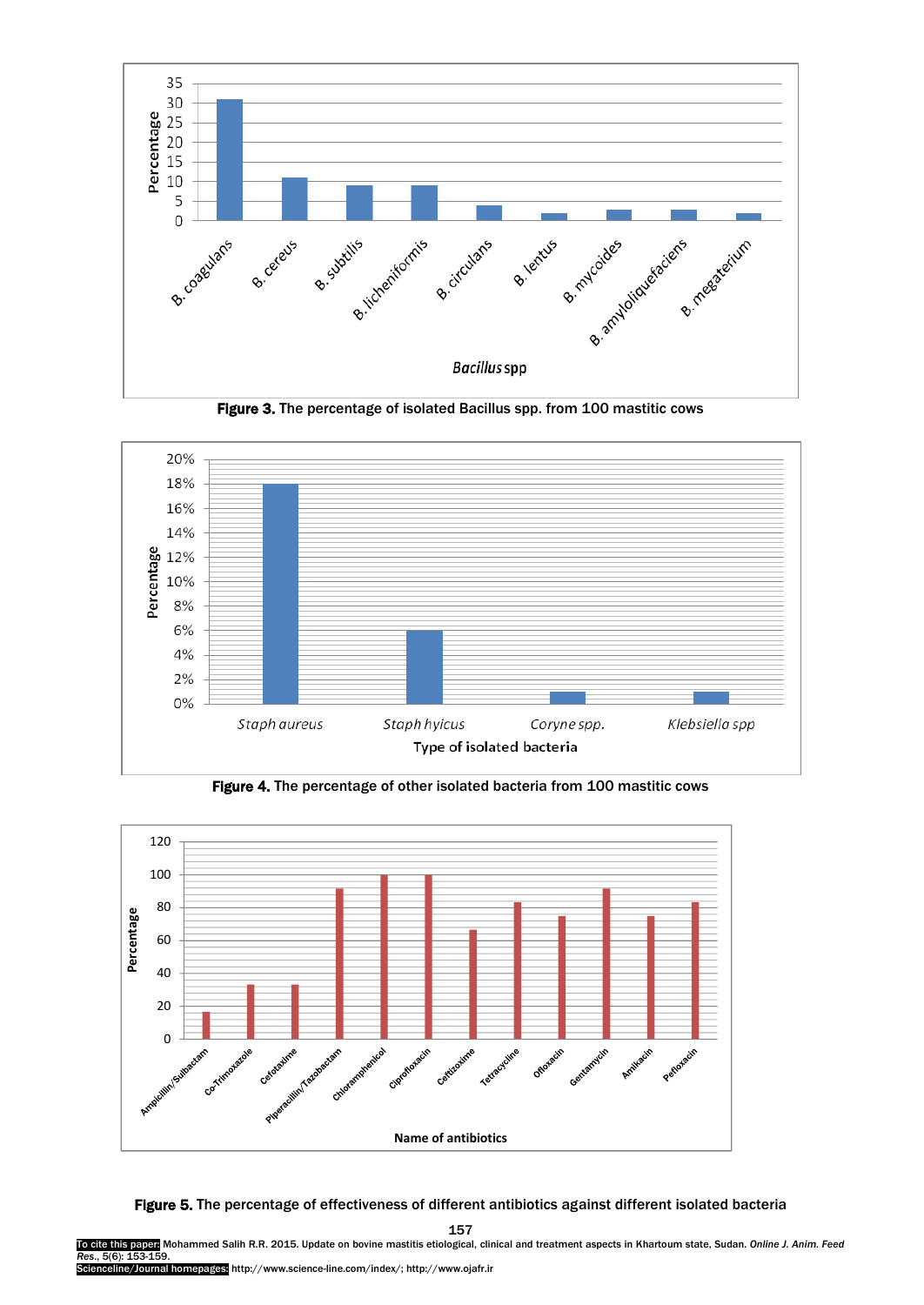**Figure 3.** The percentage of isolated Bacillus spp. from 100 mastitic cows

**Figure 4.** The percentage of other isolated bacteria from 100 mastitic cows

**Figure 5.** The percentage of effectiveness of different antibiotics against different isolated bacteria

To cite this paper: Mohammed Salih R.R. 2015. Update on bovine mastitis etiological, clinical and treatment aspects in Khartoum state, Sudan. *Online J. Anim. Feed Res.*, 5(6): 153-159.
Scienceline/Journal homepages: http://www.science-line.com/index/; http://www.ojafr.ir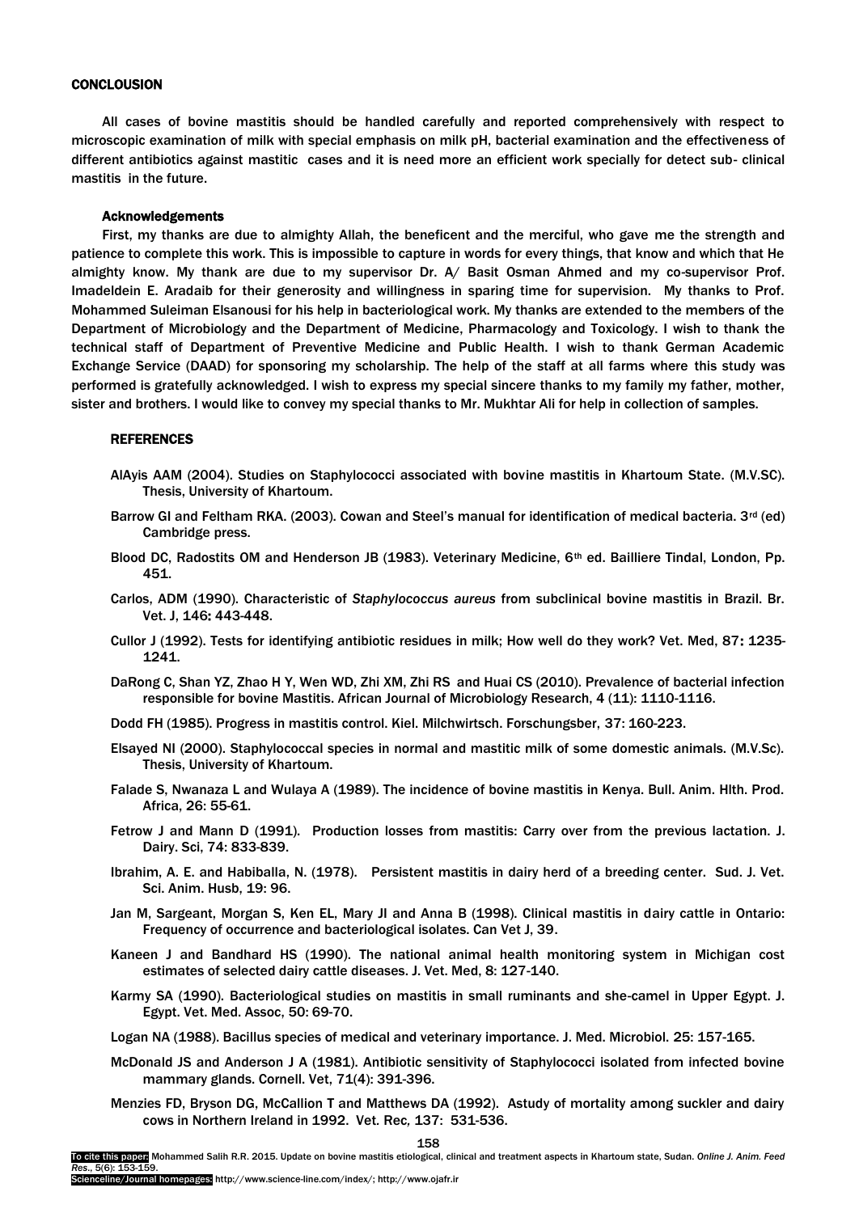## CONCLOUSION

All cases of bovine mastitis should be handled carefully and reported comprehensively with respect to microscopic examination of milk with special emphasis on milk pH, bacterial examination and the effectiveness of different antibiotics against mastitic cases and it is need more an efficient work specially for detect sub- clinical mastitis in the future.

### Acknowledgements

First, my thanks are due to almighty Allah, the beneficent and the merciful, who gave me the strength and patience to complete this work. This is impossible to capture in words for every things, that know and which that He almighty know. My thank are due to my supervisor Dr. A/ Basit Osman Ahmed and my co-supervisor Prof. Imadeldein E. Aradaib for their generosity and willingness in sparing time for supervision. My thanks to Prof. Mohammed Suleiman Elsanousi for his help in bacteriological work. My thanks are extended to the members of the Department of Microbiology and the Department of Medicine, Pharmacology and Toxicology. I wish to thank the technical staff of Department of Preventive Medicine and Public Health. I wish to thank German Academic Exchange Service (DAAD) for sponsoring my scholarship. The help of the staff at all farms where this study was performed is gratefully acknowledged. I wish to express my special sincere thanks to my family my father, mother, sister and brothers. I would like to convey my special thanks to Mr. Mukhtar Ali for help in collection of samples.

## REFERENCES

AlAyis AAM (2004). Studies on Staphylococci associated with bovine mastitis in Khartoum State. (M.V.SC). Thesis, University of Khartoum.

Barrow GI and Feltham RKA. (2003). Cowan and Steel's manual for identification of medical bacteria. 3rd (ed) Cambridge press.

Blood DC, Radostits OM and Henderson JB (1983). Veterinary Medicine, 6th ed. Bailliere Tindal, London, Pp. 451.

Carlos, ADM (1990). Characteristic of *Staphylococcus aureus* from subclinical bovine mastitis in Brazil. Br. Vet. J, 146: 443-448.

Cullor J (1992). Tests for identifying antibiotic residues in milk; How well do they work? Vet. Med, 87: 1235-1241.

DaRong C, Shan YZ, Zhao H Y, Wen WD, Zhi XM, Zhi RS and Huai CS (2010). Prevalence of bacterial infection responsible for bovine Mastitis. African Journal of Microbiology Research, 4 (11): 1110-1116.

Dodd FH (1985). Progress in mastitis control. Kiel. Milchwirtsch. Forschungsber, 37: 160-223.

Elsayed NI (2000). Staphylococcal species in normal and mastitic milk of some domestic animals. (M.V.Sc). Thesis, University of Khartoum.

Falade S, Nwanaza L and Wulaya A (1989). The incidence of bovine mastitis in Kenya. Bull. Anim. Hlth. Prod. Africa, 26: 55-61.

Fetrow J and Mann D (1991). Production losses from mastitis: Carry over from the previous lactation. J. Dairy. Sci, 74: 833-839.

Ibrahim, A. E. and Habiballa, N. (1978). Persistent mastitis in dairy herd of a breeding center. Sud. J. Vet. Sci. Anim. Husb, 19: 96.

Jan M, Sargeant, Morgan S, Ken EL, Mary JI and Anna B (1998). Clinical mastitis in dairy cattle in Ontario: Frequency of occurrence and bacteriological isolates. Can Vet J, 39.

Kaneen J and Bandhard HS (1990). The national animal health monitoring system in Michigan cost estimates of selected dairy cattle diseases. J. Vet. Med, 8: 127-140.

Karmy SA (1990). Bacteriological studies on mastitis in small ruminants and she-camel in Upper Egypt. J. Egypt. Vet. Med. Assoc, 50: 69-70.

Logan NA (1988). Bacillus species of medical and veterinary importance. J. Med. Microbiol. 25: 157-165.

McDonald JS and Anderson J A (1981). Antibiotic sensitivity of Staphylococci isolated from infected bovine mammary glands. Cornell. Vet, 71(4): 391-396.

Menzies FD, Bryson DG, McCallion T and Matthews DA (1992). Astudy of mortality among suckler and dairy cows in Northern Ireland in 1992. Vet. Rec, 137: 531-536.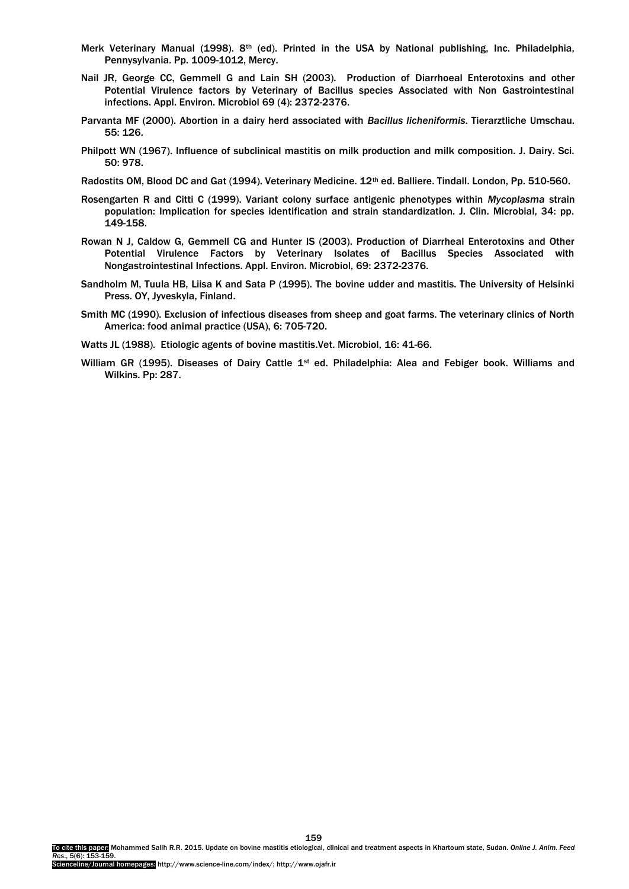Merk Veterinary Manual (1998). 8th (ed). Printed in the USA by National publishing, Inc. Philadelphia, Pennysylvania. Pp. 1009-1012, Mercy.

Nail JR, George CC, Gemmell G and Lain SH (2003). Production of Diarrhoeal Enterotoxins and other Potential Virulence factors by Veterinary of Bacillus species Associated with Non Gastrointestinal infections. Appl. Environ. Microbiol 69 (4): 2372-2376.

Parvanta MF (2000). Abortion in a dairy herd associated with *Bacillus licheniformis*. Tierarztliche Umschau. 55: 126.

Philpott WN (1967). Influence of subclinical mastitis on milk production and milk composition. J. Dairy. Sci. 50: 978.

Radostits OM, Blood DC and Gat (1994). Veterinary Medicine. 12th ed. Balliere. Tindall. London, Pp. 510-560.

Rosengarten R and Citti C (1999). Variant colony surface antigenic phenotypes within *Mycoplasma* strain population: Implication for species identification and strain standardization. J. Clin. Microbial, 34: pp. 149-158.

Rowan N J, Caldow G, Gemmell CG and Hunter IS (2003). Production of Diarrheal Enterotoxins and Other Potential Virulence Factors by Veterinary Isolates of Bacillus Species Associated with Nongastrointestinal Infections. Appl. Environ. Microbiol, 69: 2372-2376.

Sandholm M, Tuula HB, Liisa K and Sata P (1995). The bovine udder and mastitis. The University of Helsinki Press. OY, Jyveskyla, Finland.

Smith MC (1990). Exclusion of infectious diseases from sheep and goat farms. The veterinary clinics of North America: food animal practice (USA), 6: 705-720.

Watts JL (1988). Etiologic agents of bovine mastitis.Vet. Microbiol, 16: 41-66.

William GR (1995). Diseases of Dairy Cattle 1st ed. Philadelphia: Alea and Febiger book. Williams and Wilkins. Pp: 287.